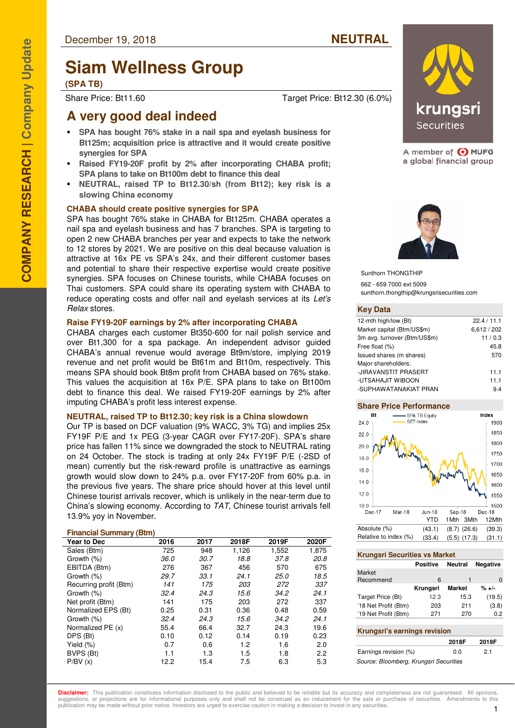December 19, 2018

**NEUTRAL**

# Siam Wellness Group

**(SPA TB)**

Share Price: Bt11.60 | Target Price: Bt12.30 (6.0%)

## A very good deal indeed

- **SPA has bought 76% stake in a nail spa and eyelash business for Bt125m; acquisition price is attractive and it would create positive synergies for SPA**
- **Raised FY19-20F profit by 2% after incorporating CHABA profit; SPA plans to take on Bt100m debt to finance this deal**
- **NEUTRAL, raised TP to Bt12.30/sh (from Bt12); key risk is a slowing China economy**

### CHABA should create positive synergies for SPA

SPA has bought 76% stake in CHABA for Bt125m. CHABA operates a nail spa and eyelash business and has 7 branches. SPA is targeting to open 2 new CHABA branches per year and expects to take the network to 12 stores by 2021. We are positive on this deal because valuation is attractive at 16x PE vs SPA's 24x, and their different customer bases and potential to share their respective expertise would create positive synergies. SPA focuses on Chinese tourists, while CHABA focuses on Thai customers. SPA could share its operating system with CHABA to reduce operating costs and offer nail and eyelash services at its *Let's Relax* stores.

### Raise FY19-20F earnings by 2% after incorporating CHABA

CHABA charges each customer Bt350-600 for nail polish service and over Bt1,300 for a spa package. An independent advisor guided CHABA's annual revenue would average Bt9m/store, implying 2019 revenue and net profit would be Bt61m and Bt10m, respectively. This means SPA should book Bt8m profit from CHABA based on 76% stake. This values the acquisition at 16x P/E. SPA plans to take on Bt100m debt to finance this deal. We raised FY19-20F earnings by 2% after imputing CHABA's profit less interest expense.

### NEUTRAL, raised TP to Bt12.30; key risk is a China slowdown

Our TP is based on DCF valuation (9% WACC, 3% TG) and implies 25x FY19F P/E and 1x PEG (3-year CAGR over FY17-20F). SPA's share price has fallen 11% since we downgraded the stock to NEUTRAL rating on 24 October. The stock is trading at only 24x FY19F P/E (-2SD of mean) currently but the risk-reward profile is unattractive as earnings growth would slow down to 24% p.a. over FY17-20F from 60% p.a. in the previous five years. The share price should hover at this level until Chinese tourist arrivals recover, which is unlikely in the near-term due to China's slowing economy. According to *TAT*, Chinese tourist arrivals fell 13.9% yoy in November.

### Financial Summary (Btm)

| Year to Dec | 2016 | 2017 | 2018F | 2019F | 2020F |
|---|---|---|---|---|---|
| Sales (Btm) | 725 | 948 | 1,126 | 1,552 | 1,875 |
| Growth (%) | *36.0* | *30.7* | *18.8* | *37.8* | *20.8* |
| EBITDA (Btm) | 276 | 367 | 456 | 570 | 675 |
| Growth (%) | *29.7* | *33.1* | *24.1* | *25.0* | *18.5* |
| Recurring profit (Btm) | *141* | *175* | *203* | *272* | *337* |
| Growth (%) | *32.4* | *24.3* | *15.6* | *34.2* | *24.1* |
| Net profit (Btm) | 141 | 175 | 203 | 272 | 337 |
| Normalized EPS (Bt) | 0.25 | 0.31 | 0.36 | 0.48 | 0.59 |
| Growth (%) | *32.4* | *24.3* | *15.6* | *34.2* | *24.1* |
| Normalized PE (x) | 55.4 | 66.4 | 32.7 | 24.3 | 19.6 |
| DPS (Bt) | 0.10 | 0.12 | 0.14 | 0.19 | 0.23 |
| Yield (%) | 0.7 | 0.6 | 1.2 | 1.6 | 2.0 |
| BVPS (Bt) | 1.1 | 1.3 | 1.5 | 1.8 | 2.2 |
| P/BV (x) | 12.2 | 15.4 | 7.5 | 6.3 | 5.3 |

Sunthorn THONGTHIP
662 - 659 7000 ext 5009
sunthorn.thongthip@krungsrisecurities.com

### Key Data

| | |
|---|---|
| 12-mth high/low (Bt) | 22.4 / 11.1 |
| Market capital (Btm/US$m) | 6,612 / 202 |
| 3m avg. turnover (Btm/US$m) | 11 / 0.3 |
| Free float (%) | 45.8 |
| Issued shares (m shares) | 570 |
| Major shareholders: | |
| -JIRAVANSTIT PRASERT | 11.1 |
| -UTSAHAJIT WIBOON | 11.1 |
| -SUPHAWATANAKIAT PRAN | 9.4 |

### Share Price Performance

| | YTD | 1Mth | 3Mth | 12Mth |
|---|---|---|---|---|
| Absolute (%) | (43.1) | (8.7) | (26.6) | (39.3) |
| Relative to index (%) | (33.4) | (5.5) | (17.3) | (31.1) |

### Krungsri Securities vs Market

| | Positive | Neutral | Negative |
|---|---|---|---|
| Market Recommend | 6 | 1 | 0 |

| | Krungsri | Market | % +/- |
|---|---|---|---|
| Target Price (Bt) | 12.3 | 15.3 | (19.5) |
| '18 Net Profit (Btm) | 203 | 211 | (3.8) |
| '19 Net Profit (Btm) | 271 | 270 | 0.2 |

### Krungsri's earnings revision

| | 2018F | 2019F |
|---|---|---|
| Earnings revision (%) | 0.0 | 2.1 |

*Source: Bloomberg, Krungsri Securities*

**Disclaimer:** This publication constitutes information disclosed to the public and believed to be reliable but its accuracy and completeness are not guaranteed. All opinions, suggestions, or projections are for informational purposes only and shall not be construed as an inducement for the sale or purchase of securities. Amendments to this publication may be made without prior notice. Investors are urged to exercise caution in making a decision to invest in any securities.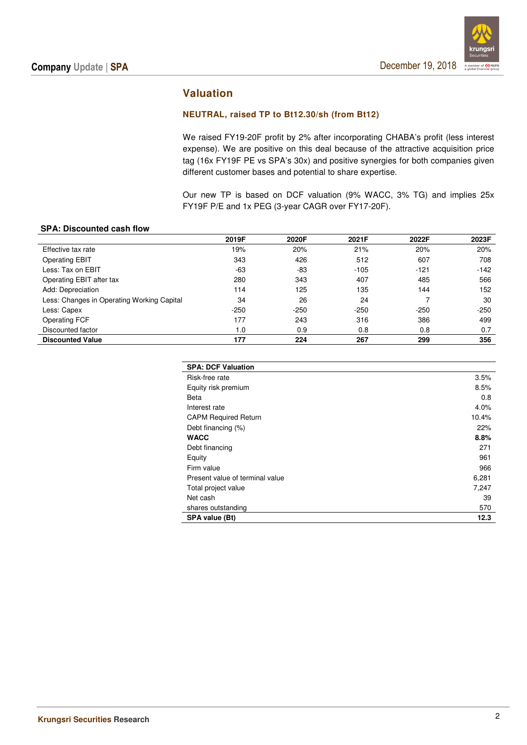## Valuation

### NEUTRAL, raised TP to Bt12.30/sh (from Bt12)

We raised FY19-20F profit by 2% after incorporating CHABA's profit (less interest expense). We are positive on this deal because of the attractive acquisition price tag (16x FY19F PE vs SPA's 30x) and positive synergies for both companies given different customer bases and potential to share expertise.

Our new TP is based on DCF valuation (9% WACC, 3% TG) and implies 25x FY19F P/E and 1x PEG (3-year CAGR over FY17-20F).

**SPA: Discounted cash flow**

| | 2019F | 2020F | 2021F | 2022F | 2023F |
|---|---|---|---|---|---|
| Effective tax rate | 19% | 20% | 21% | 20% | 20% |
| Operating EBIT | 343 | 426 | 512 | 607 | 708 |
| Less: Tax on EBIT | -63 | -83 | -105 | -121 | -142 |
| Operating EBIT after tax | 280 | 343 | 407 | 485 | 566 |
| Add: Depreciation | 114 | 125 | 135 | 144 | 152 |
| Less: Changes in Operating Working Capital | 34 | 26 | 24 | 7 | 30 |
| Less: Capex | -250 | -250 | -250 | -250 | -250 |
| Operating FCF | 177 | 243 | 316 | 386 | 499 |
| Discounted factor | 1.0 | 0.9 | 0.8 | 0.8 | 0.7 |
| **Discounted Value** | **177** | **224** | **267** | **299** | **356** |

| SPA: DCF Valuation | |
|---|---|
| Risk-free rate | 3.5% |
| Equity risk premium | 8.5% |
| Beta | 0.8 |
| Interest rate | 4.0% |
| CAPM Required Return | 10.4% |
| Debt financing (%) | 22% |
| **WACC** | **8.8%** |
| Debt financing | 271 |
| Equity | 961 |
| Firm value | 966 |
| Present value of terminal value | 6,281 |
| Total project value | 7,247 |
| Net cash | 39 |
| shares outstanding | 570 |
| **SPA value (Bt)** | **12.3** |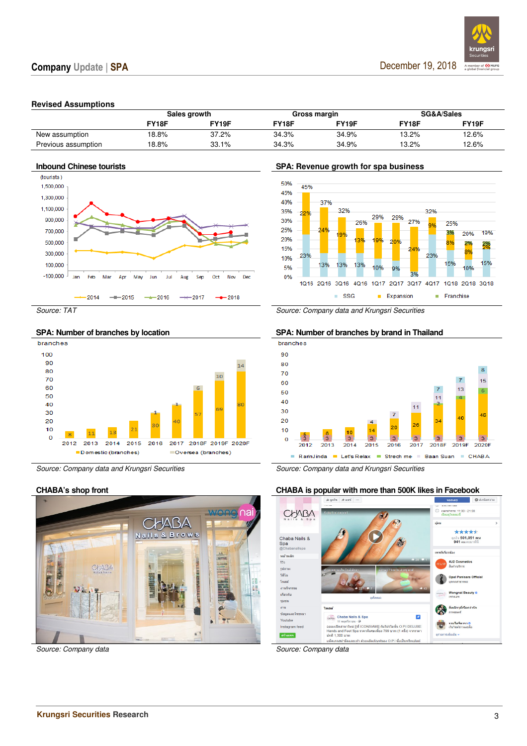## Revised Assumptions

| | Sales growth | | Gross margin | | SG&A/Sales | |
|---|---|---|---|---|---|---|
| | FY18F | FY19F | FY18F | FY19F | FY18F | FY19F |
| New assumption | 18.8% | 37.2% | 34.3% | 34.9% | 13.2% | 12.6% |
| Previous assumption | 18.8% | 33.1% | 34.3% | 34.9% | 13.2% | 12.6% |

### Inbound Chinese tourists

Source: TAT

### SPA: Revenue growth for spa business

Source: Company data and Krungsri Securities

### SPA: Number of branches by location

Source: Company data and Krungsri Securities

### SPA: Number of branches by brand in Thailand

Source: Company data and Krungsri Securities

### CHABA's shop front

Source: Company data

### CHABA is popular with more than 500K likes in Facebook

Source: Company data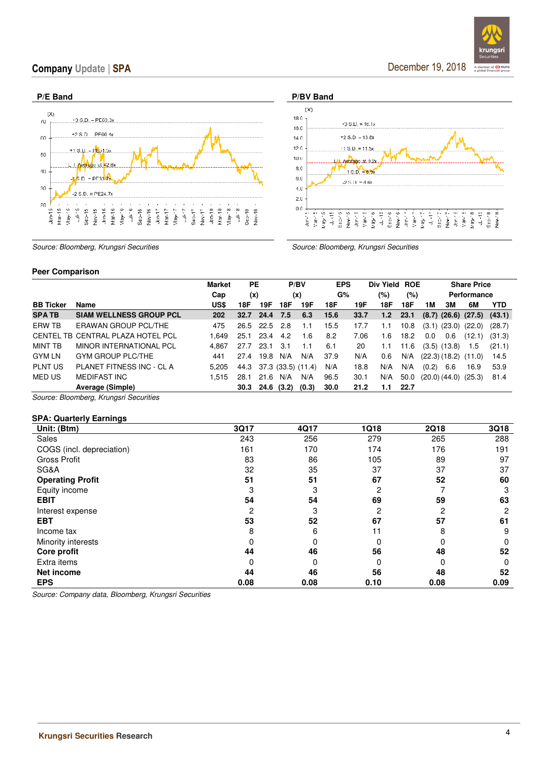## P/E Band

Source: Bloomberg, Krungsri Securities

## P/BV Band

Source: Bloomberg, Krungsri Securities

## Peer Comparison

| BB Ticker | Name | Market Cap US$ | PE (x) 18F | PE (x) 19F | P/BV (x) 18F | P/BV (x) 19F | EPS G% 18F | EPS G% 19F | Div Yield (%) 18F | ROE (%) 18F | Share Price Performance 1M | 3M | 6M | YTD |
|---|---|---|---|---|---|---|---|---|---|---|---|---|---|---|
| **SPA TB** | **SIAM WELLNESS GROUP PCL** | **202** | **32.7** | **24.4** | **7.5** | **6.3** | **15.6** | **33.7** | **1.2** | **23.1** | **(8.7)** | **(26.6)** | **(27.5)** | **(43.1)** |
| ERW TB | ERAWAN GROUP PCL/THE | 475 | 26.5 | 22.5 | 2.8 | 1.1 | 15.5 | 17.7 | 1.1 | 10.8 | (3.1) | (23.0) | (22.0) | (28.7) |
| CENTEL TB | CENTRAL PLAZA HOTEL PCL | 1,649 | 25.1 | 23.4 | 4.2 | 1.6 | 8.2 | 7.06 | 1.6 | 18.2 | 0.0 | 0.6 | (12.1) | (31.3) |
| MINT TB | MINOR INTERNATIONAL PCL | 4,867 | 27.7 | 23.1 | 3.1 | 1.1 | 6.1 | 20 | 1.1 | 11.6 | (3.5) | (13.8) | 1.5 | (21.1) |
| GYM LN | GYM GROUP PLC/THE | 441 | 27.4 | 19.8 | N/A | N/A | 37.9 | N/A | 0.6 | N/A | (22.3) | (18.2) | (11.0) | 14.5 |
| PLNT US | PLANET FITNESS INC - CL A | 5,205 | 44.3 | 37.3 | (33.5) | (11.4) | N/A | 18.8 | N/A | N/A | (0.2) | 6.6 | 16.9 | 53.9 |
| MED US | MEDIFAST INC | 1,515 | 28.1 | 21.6 | N/A | N/A | 96.5 | 30.1 | N/A | 50.0 | (20.0) | (44.0) | (25.3) | 81.4 |
| | **Average (Simple)** | | **30.3** | **24.6** | **(3.2)** | **(0.3)** | **30.0** | **21.2** | **1.1** | **22.7** | | | | |

Source: Bloomberg, Krungsri Securities

## SPA: Quarterly Earnings

| Unit: (Btm) | 3Q17 | 4Q17 | 1Q18 | 2Q18 | 3Q18 |
|---|---|---|---|---|---|
| Sales | 243 | 256 | 279 | 265 | 288 |
| COGS (incl. depreciation) | 161 | 170 | 174 | 176 | 191 |
| Gross Profit | 83 | 86 | 105 | 89 | 97 |
| SG&A | 32 | 35 | 37 | 37 | 37 |
| **Operating Profit** | **51** | **51** | **67** | **52** | **60** |
| Equity income | 3 | 3 | 2 | 7 | 3 |
| **EBIT** | **54** | **54** | **69** | **59** | **63** |
| Interest expense | 2 | 3 | 2 | 2 | 2 |
| **EBT** | **53** | **52** | **67** | **57** | **61** |
| Income tax | 8 | 6 | 11 | 8 | 9 |
| Minority interests | 0 | 0 | 0 | 0 | 0 |
| **Core profit** | **44** | **46** | **56** | **48** | **52** |
| Extra items | 0 | 0 | 0 | 0 | 0 |
| **Net income** | **44** | **46** | **56** | **48** | **52** |
| **EPS** | **0.08** | **0.08** | **0.10** | **0.08** | **0.09** |

Source: Company data, Bloomberg, Krungsri Securities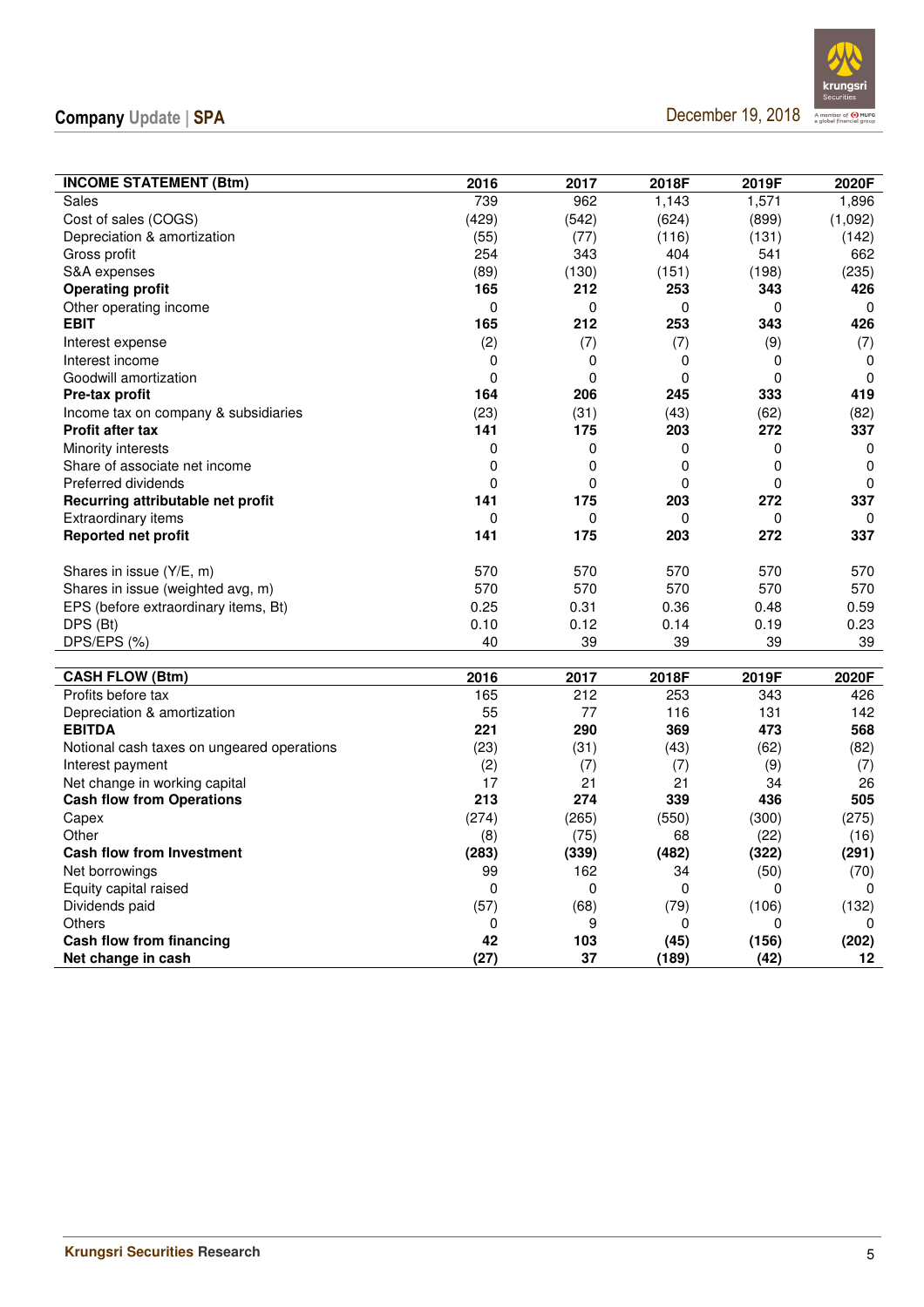| INCOME STATEMENT (Btm) | 2016 | 2017 | 2018F | 2019F | 2020F |
|---|---|---|---|---|---|
| Sales | 739 | 962 | 1,143 | 1,571 | 1,896 |
| Cost of sales (COGS) | (429) | (542) | (624) | (899) | (1,092) |
| Depreciation & amortization | (55) | (77) | (116) | (131) | (142) |
| Gross profit | 254 | 343 | 404 | 541 | 662 |
| S&A expenses | (89) | (130) | (151) | (198) | (235) |
| **Operating profit** | **165** | **212** | **253** | **343** | **426** |
| Other operating income | 0 | 0 | 0 | 0 | 0 |
| **EBIT** | **165** | **212** | **253** | **343** | **426** |
| Interest expense | (2) | (7) | (7) | (9) | (7) |
| Interest income | 0 | 0 | 0 | 0 | 0 |
| Goodwill amortization | 0 | 0 | 0 | 0 | 0 |
| **Pre-tax profit** | **164** | **206** | **245** | **333** | **419** |
| Income tax on company & subsidiaries | (23) | (31) | (43) | (62) | (82) |
| **Profit after tax** | **141** | **175** | **203** | **272** | **337** |
| Minority interests | 0 | 0 | 0 | 0 | 0 |
| Share of associate net income | 0 | 0 | 0 | 0 | 0 |
| Preferred dividends | 0 | 0 | 0 | 0 | 0 |
| **Recurring attributable net profit** | **141** | **175** | **203** | **272** | **337** |
| Extraordinary items | 0 | 0 | 0 | 0 | 0 |
| **Reported net profit** | **141** | **175** | **203** | **272** | **337** |
| | | | | | |
| Shares in issue (Y/E, m) | 570 | 570 | 570 | 570 | 570 |
| Shares in issue (weighted avg, m) | 570 | 570 | 570 | 570 | 570 |
| EPS (before extraordinary items, Bt) | 0.25 | 0.31 | 0.36 | 0.48 | 0.59 |
| DPS (Bt) | 0.10 | 0.12 | 0.14 | 0.19 | 0.23 |
| DPS/EPS (%) | 40 | 39 | 39 | 39 | 39 |

| CASH FLOW (Btm) | 2016 | 2017 | 2018F | 2019F | 2020F |
|---|---|---|---|---|---|
| Profits before tax | 165 | 212 | 253 | 343 | 426 |
| Depreciation & amortization | 55 | 77 | 116 | 131 | 142 |
| **EBITDA** | **221** | **290** | **369** | **473** | **568** |
| Notional cash taxes on ungeared operations | (23) | (31) | (43) | (62) | (82) |
| Interest payment | (2) | (7) | (7) | (9) | (7) |
| Net change in working capital | 17 | 21 | 21 | 34 | 26 |
| **Cash flow from Operations** | **213** | **274** | **339** | **436** | **505** |
| Capex | (274) | (265) | (550) | (300) | (275) |
| Other | (8) | (75) | 68 | (22) | (16) |
| **Cash flow from Investment** | **(283)** | **(339)** | **(482)** | **(322)** | **(291)** |
| Net borrowings | 99 | 162 | 34 | (50) | (70) |
| Equity capital raised | 0 | 0 | 0 | 0 | 0 |
| Dividends paid | (57) | (68) | (79) | (106) | (132) |
| Others | 0 | 9 | 0 | 0 | 0 |
| **Cash flow from financing** | **42** | **103** | **(45)** | **(156)** | **(202)** |
| **Net change in cash** | **(27)** | **37** | **(189)** | **(42)** | **12** |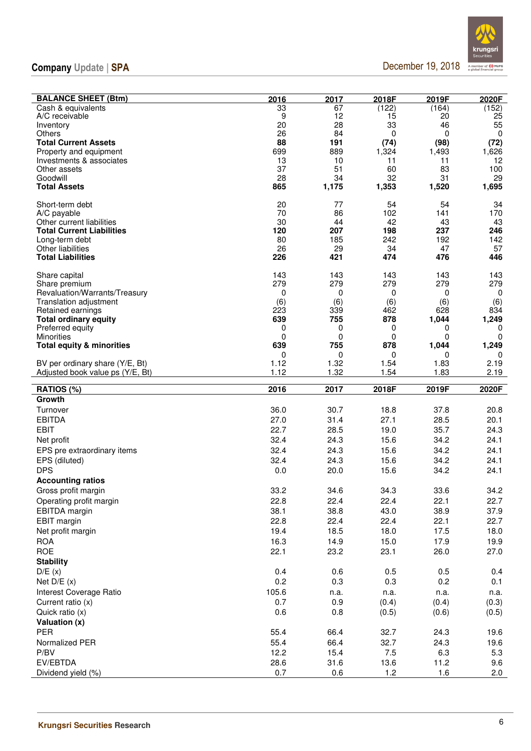| BALANCE SHEET (Btm) | 2016 | 2017 | 2018F | 2019F | 2020F |
|---|---|---|---|---|---|
| Cash & equivalents | 33 | 67 | (122) | (164) | (152) |
| A/C receivable | 9 | 12 | 15 | 20 | 25 |
| Inventory | 20 | 28 | 33 | 46 | 55 |
| Others | 26 | 84 | 0 | 0 | 0 |
| **Total Current Assets** | **88** | **191** | **(74)** | **(98)** | **(72)** |
| Property and equipment | 699 | 889 | 1,324 | 1,493 | 1,626 |
| Investments & associates | 13 | 10 | 11 | 11 | 12 |
| Other assets | 37 | 51 | 60 | 83 | 100 |
| Goodwill | 28 | 34 | 32 | 31 | 29 |
| **Total Assets** | **865** | **1,175** | **1,353** | **1,520** | **1,695** |
| | | | | | |
| Short-term debt | 20 | 77 | 54 | 54 | 34 |
| A/C payable | 70 | 86 | 102 | 141 | 170 |
| Other current liabilities | 30 | 44 | 42 | 43 | 43 |
| **Total Current Liabilities** | **120** | **207** | **198** | **237** | **246** |
| Long-term debt | 80 | 185 | 242 | 192 | 142 |
| Other liabilities | 26 | 29 | 34 | 47 | 57 |
| **Total Liabilities** | **226** | **421** | **474** | **476** | **446** |
| | | | | | |
| Share capital | 143 | 143 | 143 | 143 | 143 |
| Share premium | 279 | 279 | 279 | 279 | 279 |
| Revaluation/Warrants/Treasury | 0 | 0 | 0 | 0 | 0 |
| Translation adjustment | (6) | (6) | (6) | (6) | (6) |
| Retained earnings | 223 | 339 | 462 | 628 | 834 |
| **Total ordinary equity** | **639** | **755** | **878** | **1,044** | **1,249** |
| Preferred equity | 0 | 0 | 0 | 0 | 0 |
| Minorities | 0 | 0 | 0 | 0 | 0 |
| **Total equity & minorities** | **639** | **755** | **878** | **1,044** | **1,249** |
| | 0 | 0 | 0 | 0 | 0 |
| BV per ordinary share (Y/E, Bt) | 1.12 | 1.32 | 1.54 | 1.83 | 2.19 |
| Adjusted book value ps (Y/E, Bt) | 1.12 | 1.32 | 1.54 | 1.83 | 2.19 |

| RATIOS (%) | 2016 | 2017 | 2018F | 2019F | 2020F |
|---|---|---|---|---|---|
| **Growth** | | | | | |
| Turnover | 36.0 | 30.7 | 18.8 | 37.8 | 20.8 |
| EBITDA | 27.0 | 31.4 | 27.1 | 28.5 | 20.1 |
| EBIT | 22.7 | 28.5 | 19.0 | 35.7 | 24.3 |
| Net profit | 32.4 | 24.3 | 15.6 | 34.2 | 24.1 |
| EPS pre extraordinary items | 32.4 | 24.3 | 15.6 | 34.2 | 24.1 |
| EPS (diluted) | 32.4 | 24.3 | 15.6 | 34.2 | 24.1 |
| DPS | 0.0 | 20.0 | 15.6 | 34.2 | 24.1 |
| **Accounting ratios** | | | | | |
| Gross profit margin | 33.2 | 34.6 | 34.3 | 33.6 | 34.2 |
| Operating profit margin | 22.8 | 22.4 | 22.4 | 22.1 | 22.7 |
| EBITDA margin | 38.1 | 38.8 | 43.0 | 38.9 | 37.9 |
| EBIT margin | 22.8 | 22.4 | 22.4 | 22.1 | 22.7 |
| Net profit margin | 19.4 | 18.5 | 18.0 | 17.5 | 18.0 |
| ROA | 16.3 | 14.9 | 15.0 | 17.9 | 19.9 |
| ROE | 22.1 | 23.2 | 23.1 | 26.0 | 27.0 |
| **Stability** | | | | | |
| D/E (x) | 0.4 | 0.6 | 0.5 | 0.5 | 0.4 |
| Net D/E (x) | 0.2 | 0.3 | 0.3 | 0.2 | 0.1 |
| Interest Coverage Ratio | 105.6 | n.a. | n.a. | n.a. | n.a. |
| Current ratio (x) | 0.7 | 0.9 | (0.4) | (0.4) | (0.3) |
| Quick ratio (x) | 0.6 | 0.8 | (0.5) | (0.6) | (0.5) |
| **Valuation (x)** | | | | | |
| PER | 55.4 | 66.4 | 32.7 | 24.3 | 19.6 |
| Normalized PER | 55.4 | 66.4 | 32.7 | 24.3 | 19.6 |
| P/BV | 12.2 | 15.4 | 7.5 | 6.3 | 5.3 |
| EV/EBTDA | 28.6 | 31.6 | 13.6 | 11.2 | 9.6 |
| Dividend yield (%) | 0.7 | 0.6 | 1.2 | 1.6 | 2.0 |